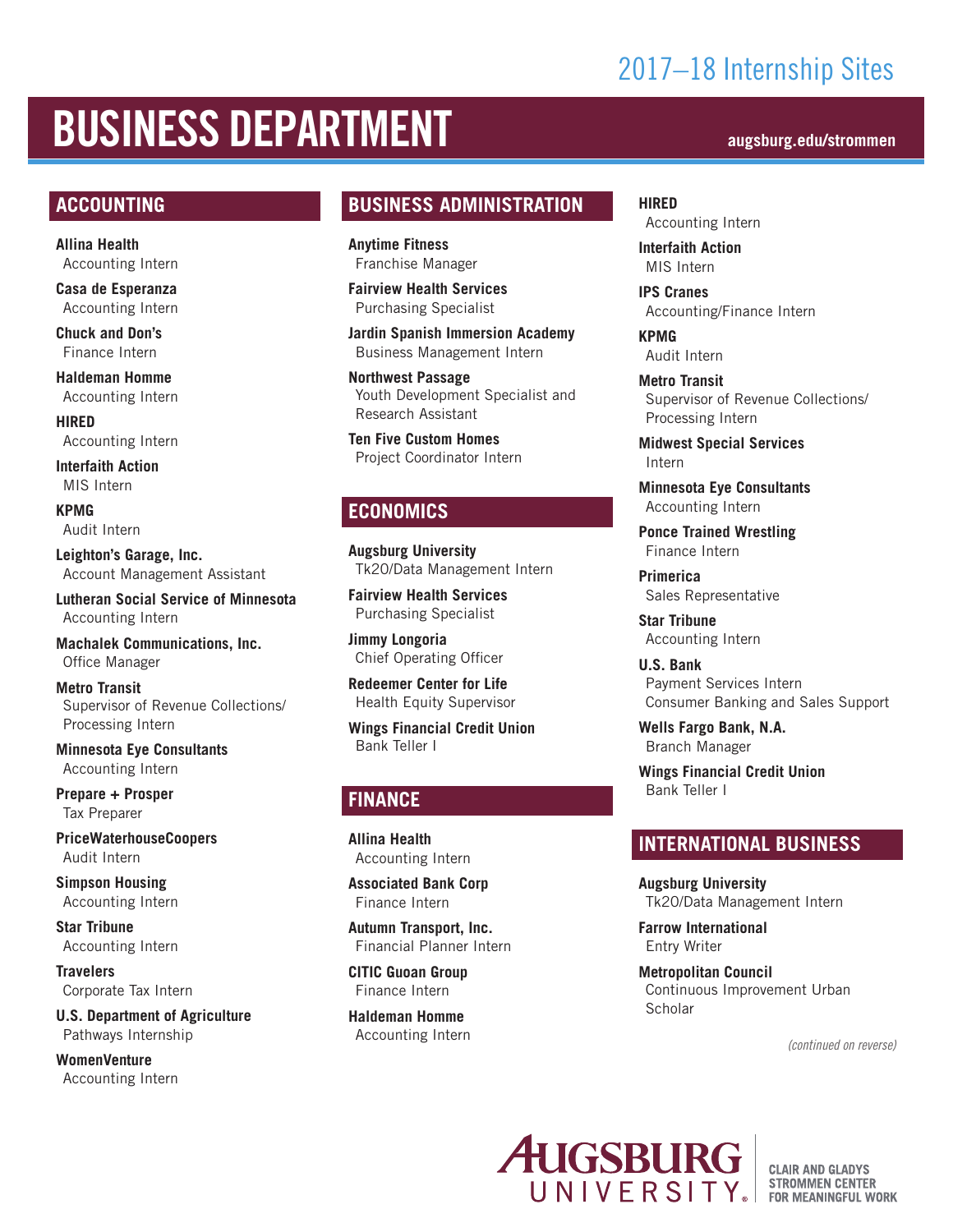# 2017–18 Internship Sites

# BUSINESS DEPARTMENT

augsburg.edu/strommen

## ACCOUNTING

**Allina Health**
Accounting Intern

**Casa de Esperanza**
Accounting Intern

**Chuck and Don's**
Finance Intern

**Haldeman Homme**
Accounting Intern

**HIRED**
Accounting Intern

**Interfaith Action**
MIS Intern

**KPMG**
Audit Intern

**Leighton's Garage, Inc.**
Account Management Assistant

**Lutheran Social Service of Minnesota**
Accounting Intern

**Machalek Communications, Inc.**
Office Manager

**Metro Transit**
Supervisor of Revenue Collections/ Processing Intern

**Minnesota Eye Consultants**
Accounting Intern

**Prepare + Prosper**
Tax Preparer

**PriceWaterhouseCoopers**
Audit Intern

**Simpson Housing**
Accounting Intern

**Star Tribune**
Accounting Intern

**Travelers**
Corporate Tax Intern

**U.S. Department of Agriculture**
Pathways Internship

**WomenVenture**
Accounting Intern

## BUSINESS ADMINISTRATION

**Anytime Fitness**
Franchise Manager

**Fairview Health Services**
Purchasing Specialist

**Jardin Spanish Immersion Academy**
Business Management Intern

**Northwest Passage**
Youth Development Specialist and Research Assistant

**Ten Five Custom Homes**
Project Coordinator Intern

## ECONOMICS

**Augsburg University**
Tk20/Data Management Intern

**Fairview Health Services**
Purchasing Specialist

**Jimmy Longoria**
Chief Operating Officer

**Redeemer Center for Life**
Health Equity Supervisor

**Wings Financial Credit Union**
Bank Teller I

## FINANCE

**Allina Health**
Accounting Intern

**Associated Bank Corp**
Finance Intern

**Autumn Transport, Inc.**
Financial Planner Intern

**CITIC Guoan Group**
Finance Intern

**Haldeman Homme**
Accounting Intern

**HIRED**
Accounting Intern

**Interfaith Action**
MIS Intern

**IPS Cranes**
Accounting/Finance Intern

**KPMG**
Audit Intern

**Metro Transit**
Supervisor of Revenue Collections/ Processing Intern

**Midwest Special Services**
Intern

**Minnesota Eye Consultants**
Accounting Intern

**Ponce Trained Wrestling**
Finance Intern

**Primerica**
Sales Representative

**Star Tribune**
Accounting Intern

**U.S. Bank**
Payment Services Intern
Consumer Banking and Sales Support

**Wells Fargo Bank, N.A.**
Branch Manager

**Wings Financial Credit Union**
Bank Teller I

## INTERNATIONAL BUSINESS

**Augsburg University**
Tk20/Data Management Intern

**Farrow International**
Entry Writer

**Metropolitan Council**
Continuous Improvement Urban Scholar

*(continued on reverse)*

AUGSBURG UNIVERSITY | CLAIR AND GLADYS STROMMEN CENTER FOR MEANINGFUL WORK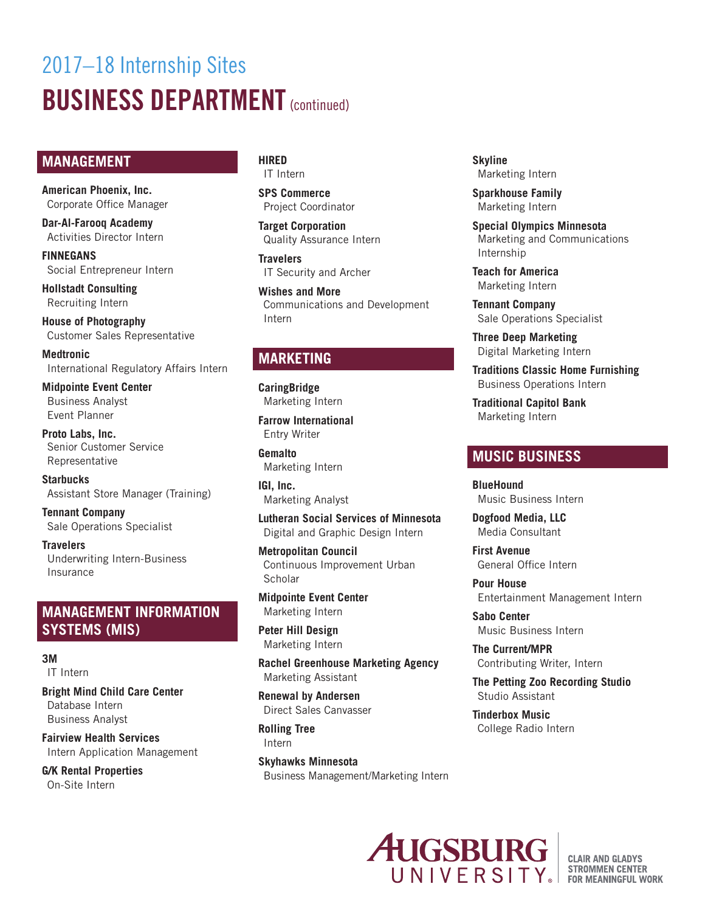# 2017–18 Internship Sites

# BUSINESS DEPARTMENT (continued)

## MANAGEMENT

**American Phoenix, Inc.**
Corporate Office Manager

**Dar-Al-Farooq Academy**
Activities Director Intern

**FINNEGANS**
Social Entrepreneur Intern

**Hollstadt Consulting**
Recruiting Intern

**House of Photography**
Customer Sales Representative

**Medtronic**
International Regulatory Affairs Intern

**Midpointe Event Center**
Business Analyst
Event Planner

**Proto Labs, Inc.**
Senior Customer Service Representative

**Starbucks**
Assistant Store Manager (Training)

**Tennant Company**
Sale Operations Specialist

**Travelers**
Underwriting Intern-Business Insurance

## MANAGEMENT INFORMATION SYSTEMS (MIS)

**3M**
IT Intern

**Bright Mind Child Care Center**
Database Intern
Business Analyst

**Fairview Health Services**
Intern Application Management

**G/K Rental Properties**
On-Site Intern

**HIRED**
IT Intern

**SPS Commerce**
Project Coordinator

**Target Corporation**
Quality Assurance Intern

**Travelers**
IT Security and Archer

**Wishes and More**
Communications and Development Intern

## MARKETING

**CaringBridge**
Marketing Intern

**Farrow International**
Entry Writer

**Gemalto**
Marketing Intern

**IGI, Inc.**
Marketing Analyst

**Lutheran Social Services of Minnesota**
Digital and Graphic Design Intern

**Metropolitan Council**
Continuous Improvement Urban Scholar

**Midpointe Event Center**
Marketing Intern

**Peter Hill Design**
Marketing Intern

**Rachel Greenhouse Marketing Agency**
Marketing Assistant

**Renewal by Andersen**
Direct Sales Canvasser

**Rolling Tree**
Intern

**Skyhawks Minnesota**
Business Management/Marketing Intern

**Skyline**
Marketing Intern

**Sparkhouse Family**
Marketing Intern

**Special Olympics Minnesota**
Marketing and Communications Internship

**Teach for America**
Marketing Intern

**Tennant Company**
Sale Operations Specialist

**Three Deep Marketing**
Digital Marketing Intern

**Traditions Classic Home Furnishing**
Business Operations Intern

**Traditional Capitol Bank**
Marketing Intern

## MUSIC BUSINESS

**BlueHound**
Music Business Intern

**Dogfood Media, LLC**
Media Consultant

**First Avenue**
General Office Intern

**Pour House**
Entertainment Management Intern

**Sabo Center**
Music Business Intern

**The Current/MPR**
Contributing Writer, Intern

**The Petting Zoo Recording Studio**
Studio Assistant

**Tinderbox Music**
College Radio Intern

AUGSBURG UNIVERSITY
CLAIR AND GLADYS STROMMEN CENTER FOR MEANINGFUL WORK